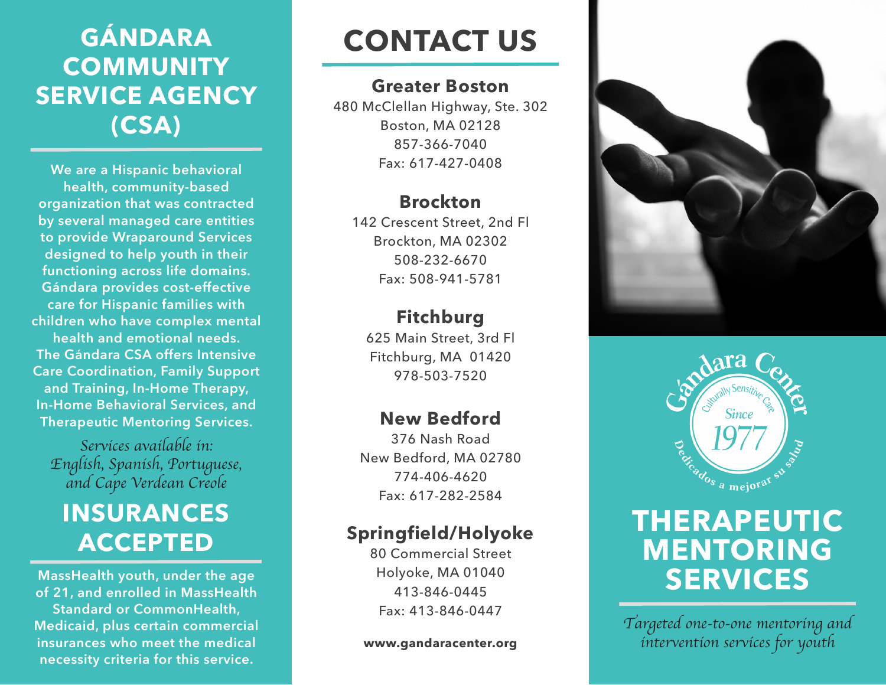# GÁNDARA COMMUNITY SERVICE AGENCY (CSA)

**We are a Hispanic behavioral health, community-based organization that was contracted by several managed care entities to provide Wraparound Services designed to help youth in their functioning across life domains. Gándara provides cost-effective care for Hispanic families with children who have complex mental health and emotional needs. The Gándara CSA offers Intensive Care Coordination, Family Support and Training, In-Home Therapy, In-Home Behavioral Services, and Therapeutic Mentoring Services.**

*Services available in: English, Spanish, Portuguese, and Cape Verdean Creole*

# INSURANCES ACCEPTED

**MassHealth youth, under the age of 21, and enrolled in MassHealth Standard or CommonHealth, Medicaid, plus certain commercial insurances who meet the medical necessity criteria for this service.**

# CONTACT US

### Greater Boston

480 McClellan Highway, Ste. 302
Boston, MA 02128
857-366-7040
Fax: 617-427-0408

### Brockton

142 Crescent Street, 2nd Fl
Brockton, MA 02302
508-232-6670
Fax: 508-941-5781

### Fitchburg

625 Main Street, 3rd Fl
Fitchburg, MA 01420
978-503-7520

### New Bedford

376 Nash Road
New Bedford, MA 02780
774-406-4620
Fax: 617-282-2584

### Springfield/Holyoke

80 Commercial Street
Holyoke, MA 01040
413-846-0445
Fax: 413-846-0447

**www.gandaracenter.org**

Gándara Center
Culturally Sensitive Care
Since 1977
Dedicados a mejorar su salud

# THERAPEUTIC MENTORING SERVICES

*Targeted one-to-one mentoring and intervention services for youth*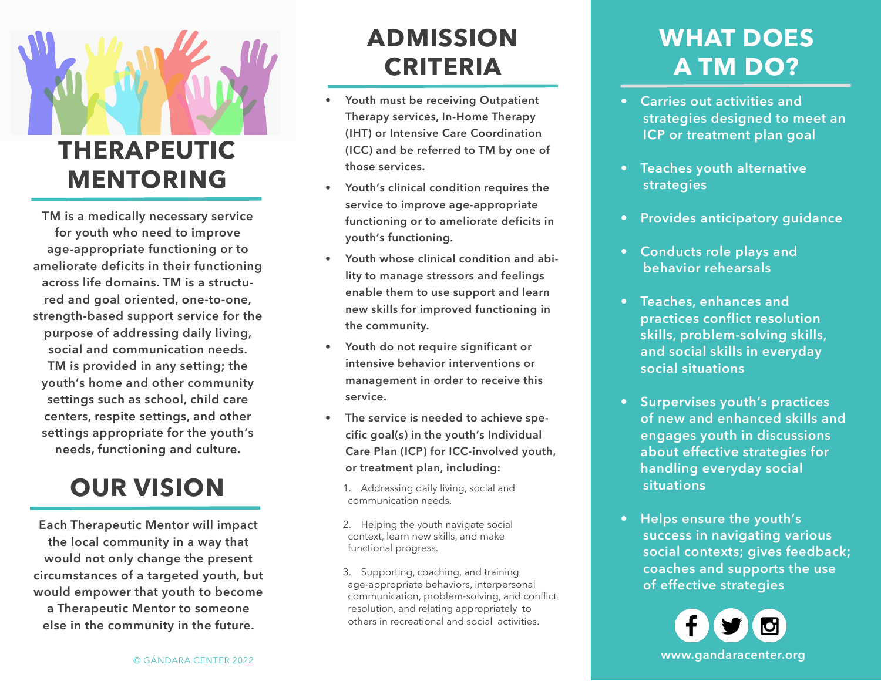# THERAPEUTIC MENTORING

TM is a medically necessary service for youth who need to improve age-appropriate functioning or to ameliorate deficits in their functioning across life domains. TM is a structured and goal oriented, one-to-one, strength-based support service for the purpose of addressing daily living, social and communication needs. TM is provided in any setting; the youth's home and other community settings such as school, child care centers, respite settings, and other settings appropriate for the youth's needs, functioning and culture.

# OUR VISION

Each Therapeutic Mentor will impact the local community in a way that would not only change the present circumstances of a targeted youth, but would empower that youth to become a Therapeutic Mentor to someone else in the community in the future.

© GÁNDARA CENTER 2022

# ADMISSION CRITERIA

- Youth must be receiving Outpatient Therapy services, In-Home Therapy (IHT) or Intensive Care Coordination (ICC) and be referred to TM by one of those services.
- Youth's clinical condition requires the service to improve age-appropriate functioning or to ameliorate deficits in youth's functioning.
- Youth whose clinical condition and ability to manage stressors and feelings enable them to use support and learn new skills for improved functioning in the community.
- Youth do not require significant or intensive behavior interventions or management in order to receive this service.
- The service is needed to achieve specific goal(s) in the youth's Individual Care Plan (ICP) for ICC-involved youth, or treatment plan, including:

1. Addressing daily living, social and communication needs.
2. Helping the youth navigate social context, learn new skills, and make functional progress.
3. Supporting, coaching, and training age-appropriate behaviors, interpersonal communication, problem-solving, and conflict resolution, and relating appropriately to others in recreational and social activities.

# WHAT DOES A TM DO?

- Carries out activities and strategies designed to meet an ICP or treatment plan goal
- Teaches youth alternative strategies
- Provides anticipatory guidance
- Conducts role plays and behavior rehearsals
- Teaches, enhances and practices conflict resolution skills, problem-solving skills, and social skills in everyday social situations
- Surpervises youth's practices of new and enhanced skills and engages youth in discussions about effective strategies for handling everyday social situations
- Helps ensure the youth's success in navigating various social contexts; gives feedback; coaches and supports the use of effective strategies

www.gandaracenter.org